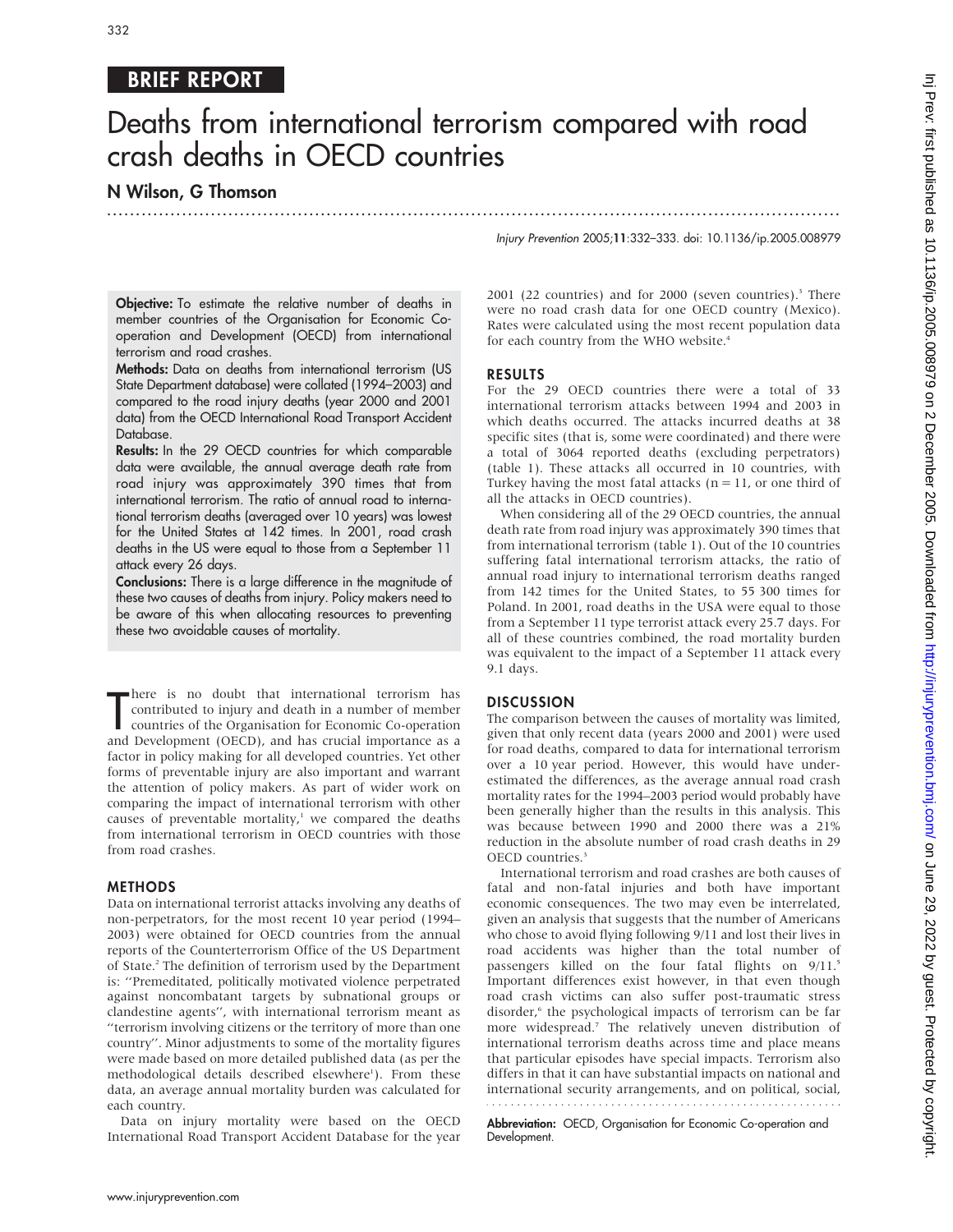BRIEF REPORT

# Deaths from international terrorism compared with road crash deaths in OECD countries

**N Wilson, G Thomson**

*Injury Prevention* 2005;**11**:332–333. doi: 10.1136/ip.2005.008979

**Objective:** To estimate the relative number of deaths in member countries of the Organisation for Economic Co-operation and Development (OECD) from international terrorism and road crashes.

**Methods:** Data on deaths from international terrorism (US State Department database) were collated (1994–2003) and compared to the road injury deaths (year 2000 and 2001 data) from the OECD International Road Transport Accident Database.

**Results:** In the 29 OECD countries for which comparable data were available, the annual average death rate from road injury was approximately 390 times that from international terrorism. The ratio of annual road to international terrorism deaths (averaged over 10 years) was lowest for the United States at 142 times. In 2001, road crash deaths in the US were equal to those from a September 11 attack every 26 days.

**Conclusions:** There is a large difference in the magnitude of these two causes of deaths from injury. Policy makers need to be aware of this when allocating resources to preventing these two avoidable causes of mortality.

There is no doubt that international terrorism has contributed to injury and death in a number of member countries of the Organisation for Economic Co-operation and Development (OECD), and has crucial importance as a factor in policy making for all developed countries. Yet other forms of preventable injury are also important and warrant the attention of policy makers. As part of wider work on comparing the impact of international terrorism with other causes of preventable mortality,[1] we compared the deaths from international terrorism in OECD countries with those from road crashes.

## METHODS

Data on international terrorist attacks involving any deaths of non-perpetrators, for the most recent 10 year period (1994–2003) were obtained for OECD countries from the annual reports of the Counterterrorism Office of the US Department of State.[2] The definition of terrorism used by the Department is: "Premeditated, politically motivated violence perpetrated against noncombatant targets by subnational groups or clandestine agents", with international terrorism meant as "terrorism involving citizens or the territory of more than one country". Minor adjustments to some of the mortality figures were made based on more detailed published data (as per the methodological details described elsewhere[1]). From these data, an average annual mortality burden was calculated for each country.

Data on injury mortality were based on the OECD International Road Transport Accident Database for the year 2001 (22 countries) and for 2000 (seven countries).[3] There were no road crash data for one OECD country (Mexico). Rates were calculated using the most recent population data for each country from the WHO website.[4]

## RESULTS

For the 29 OECD countries there were a total of 33 international terrorism attacks between 1994 and 2003 in which deaths occurred. The attacks incurred deaths at 38 specific sites (that is, some were coordinated) and there were a total of 3064 reported deaths (excluding perpetrators) (table 1). These attacks all occurred in 10 countries, with Turkey having the most fatal attacks (n = 11, or one third of all the attacks in OECD countries).

When considering all of the 29 OECD countries, the annual death rate from road injury was approximately 390 times that from international terrorism (table 1). Out of the 10 countries suffering fatal international terrorism attacks, the ratio of annual road injury to international terrorism deaths ranged from 142 times for the United States, to 55 300 times for Poland. In 2001, road deaths in the USA were equal to those from a September 11 type terrorist attack every 25.7 days. For all of these countries combined, the road mortality burden was equivalent to the impact of a September 11 attack every 9.1 days.

## DISCUSSION

The comparison between the causes of mortality was limited, given that only recent data (years 2000 and 2001) were used for road deaths, compared to data for international terrorism over a 10 year period. However, this would have underestimated the differences, as the average annual road crash mortality rates for the 1994–2003 period would probably have been generally higher than the results in this analysis. This was because between 1990 and 2000 there was a 21% reduction in the absolute number of road crash deaths in 29 OECD countries.[3]

International terrorism and road crashes are both causes of fatal and non-fatal injuries and both have important economic consequences. The two may even be interrelated, given an analysis that suggests that the number of Americans who chose to avoid flying following 9/11 and lost their lives in road accidents was higher than the total number of passengers killed on the four fatal flights on 9/11.[5] Important differences exist however, in that even though road crash victims can also suffer post-traumatic stress disorder,[6] the psychological impacts of terrorism can be far more widespread.[7] The relatively uneven distribution of international terrorism deaths across time and place means that particular episodes have special impacts. Terrorism also differs in that it can have substantial impacts on national and international security arrangements, and on political, social,

**Abbreviation:** OECD, Organisation for Economic Co-operation and Development.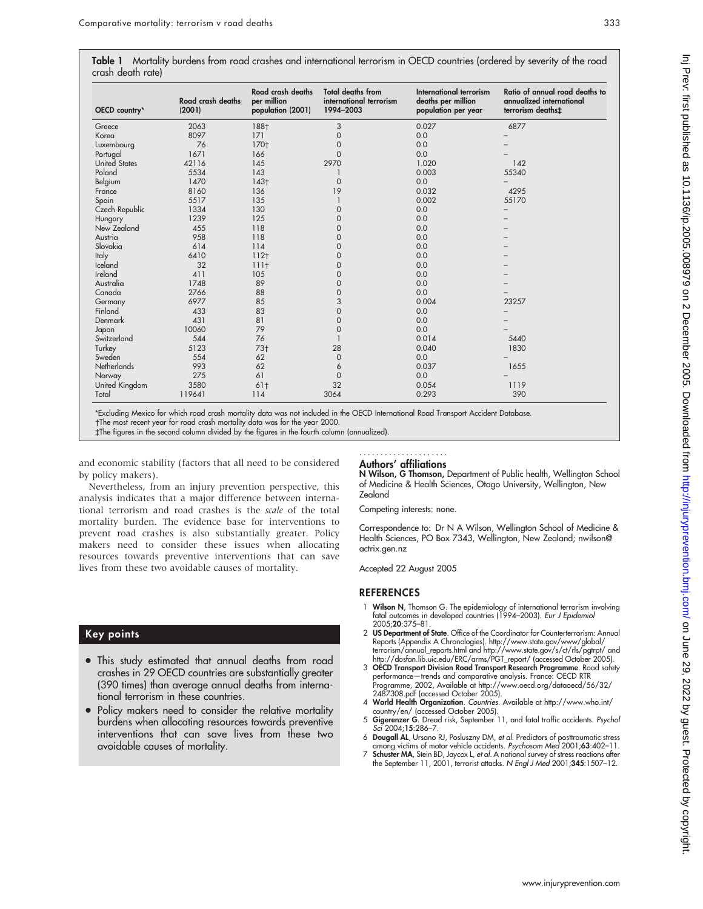**Table 1** Mortality burdens from road crashes and international terrorism in OECD countries (ordered by severity of the road crash death rate)

| OECD country* | Road crash deaths (2001) | Road crash deaths per million population (2001) | Total deaths from international terrorism 1994–2003 | International terrorism deaths per million population per year | Ratio of annual road deaths to annualized international terrorism deaths‡ |
|---|---|---|---|---|---|
| Greece | 2063 | 188† | 3 | 0.027 | 6877 |
| Korea | 8097 | 171 | 0 | 0.0 | – |
| Luxembourg | 76 | 170† | 0 | 0.0 | – |
| Portugal | 1671 | 166 | 0 | 0.0 | – |
| United States | 42116 | 145 | 2970 | 1.020 | 142 |
| Poland | 5534 | 143 | 1 | 0.003 | 55340 |
| Belgium | 1470 | 143† | 0 | 0.0 | – |
| France | 8160 | 136 | 19 | 0.032 | 4295 |
| Spain | 5517 | 135 | 1 | 0.002 | 55170 |
| Czech Republic | 1334 | 130 | 0 | 0.0 | – |
| Hungary | 1239 | 125 | 0 | 0.0 | – |
| New Zealand | 455 | 118 | 0 | 0.0 | – |
| Austria | 958 | 118 | 0 | 0.0 | – |
| Slovakia | 614 | 114 | 0 | 0.0 | – |
| Italy | 6410 | 112† | 0 | 0.0 | – |
| Iceland | 32 | 111† | 0 | 0.0 | – |
| Ireland | 411 | 105 | 0 | 0.0 | – |
| Australia | 1748 | 89 | 0 | 0.0 | – |
| Canada | 2766 | 88 | 0 | 0.0 | – |
| Germany | 6977 | 85 | 3 | 0.004 | 23257 |
| Finland | 433 | 83 | 0 | 0.0 | – |
| Denmark | 431 | 81 | 0 | 0.0 | – |
| Japan | 10060 | 79 | 0 | 0.0 | – |
| Switzerland | 544 | 76 | 1 | 0.014 | 5440 |
| Turkey | 5123 | 73† | 28 | 0.040 | 1830 |
| Sweden | 554 | 62 | 0 | 0.0 | – |
| Netherlands | 993 | 62 | 6 | 0.037 | 1655 |
| Norway | 275 | 61 | 0 | 0.0 | – |
| United Kingdom | 3580 | 61† | 32 | 0.054 | 1119 |
| Total | 119641 | 114 | 3064 | 0.293 | 390 |

*Excluding Mexico for which road crash mortality data was not included in the OECD International Road Transport Accident Database.
†The most recent year for road crash mortality data was for the year 2000.
‡The figures in the second column divided by the figures in the fourth column (annualized).

and economic stability (factors that all need to be considered by policy makers).

Nevertheless, from an injury prevention perspective, this analysis indicates that a major difference between international terrorism and road crashes is the *scale* of the total mortality burden. The evidence base for interventions to prevent road crashes is also substantially greater. Policy makers need to consider these issues when allocating resources towards preventive interventions that can save lives from these two avoidable causes of mortality.

## Key points

- This study estimated that annual deaths from road crashes in 29 OECD countries are substantially greater (390 times) than average annual deaths from international terrorism in these countries.
- Policy makers need to consider the relative mortality burdens when allocating resources towards preventive interventions that can save lives from these two avoidable causes of mortality.

## Authors' affiliations

**N Wilson, G Thomson,** Department of Public health, Wellington School of Medicine & Health Sciences, Otago University, Wellington, New Zealand

Competing interests: none.

Correspondence to: Dr N A Wilson, Wellington School of Medicine & Health Sciences, PO Box 7343, Wellington, New Zealand; nwilson@actrix.gen.nz

Accepted 22 August 2005

## REFERENCES

1. **Wilson N**, Thomson G. The epidemiology of international terrorism involving fatal outcomes in developed countries (1994–2003). *Eur J Epidemiol* 2005;**20**:375–81.
2. **US Department of State**. Office of the Coordinator for Counterterrorism: Annual Reports (Appendix A Chronologies). http://www.state.gov/www/global/terrorism/annual_reports.html and http://www.state.gov/s/ct/rls/pgtrpt/ and http://dosfan.lib.uic.edu/ERC/arms/PGT_report/ (accessed October 2005).
3. **OECD Transport Division Road Transport Research Programme**. Road safety performance—trends and comparative analysis. France: OECD RTR Programme, 2002, Available at http://www.oecd.org/dataoecd/56/32/2487308.pdf (accessed October 2005).
4. **World Health Organization**. *Countries*. Available at http://www.who.int/country/en/ (accessed October 2005).
5. **Gigerenzer G**. Dread risk, September 11, and fatal traffic accidents. *Psychol Sci* 2004;**15**:286–7.
6. **Dougall AL**, Ursano RJ, Posluszny DM, *et al*. Predictors of posttraumatic stress among victims of motor vehicle accidents. *Psychosom Med* 2001;**63**:402–11.
7. **Schuster MA**, Stein BD, Jaycox L, *et al*. A national survey of stress reactions after the September 11, 2001, terrorist attacks. *N Engl J Med* 2001;**345**:1507–12.